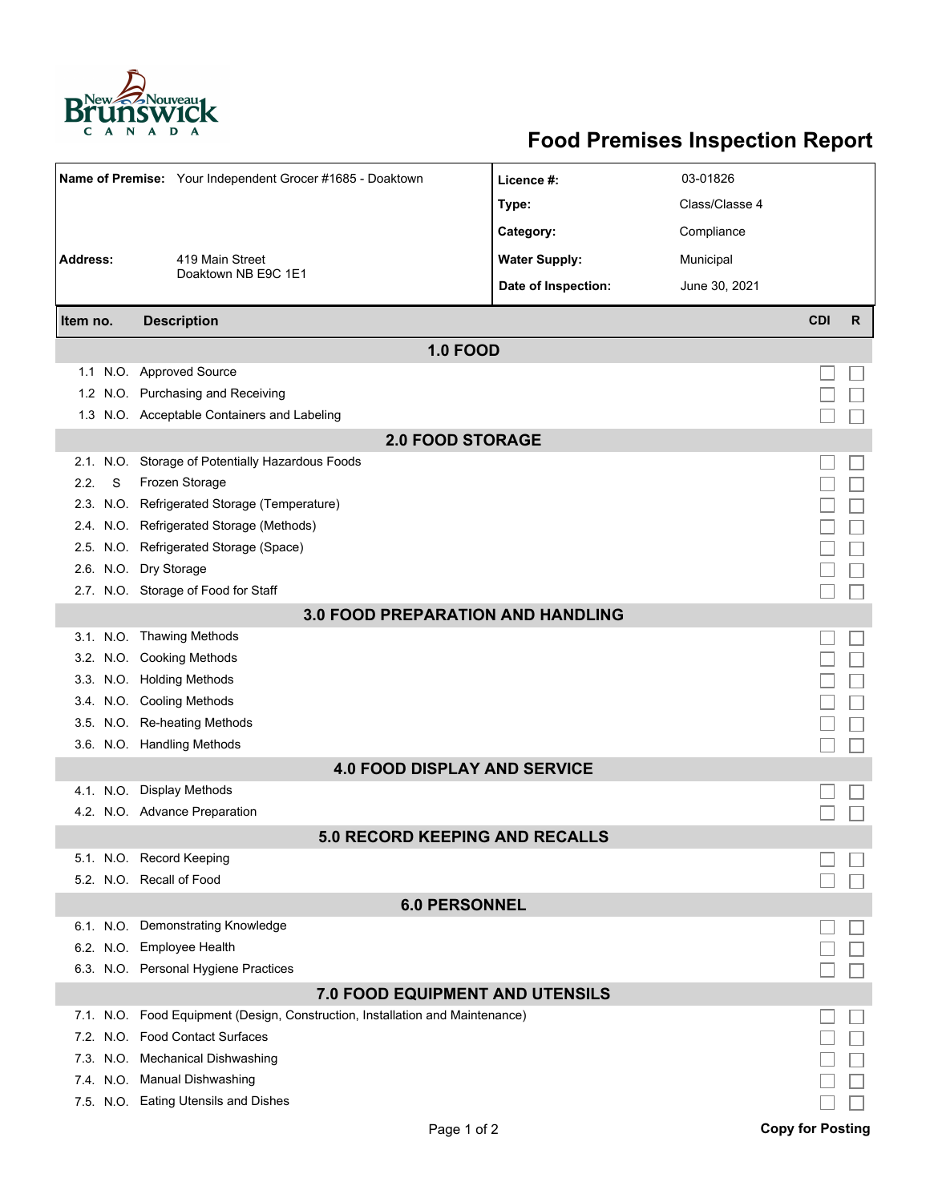# Food Premises Inspection Report

| | | | |
|---|---|---|---|
| **Name of Premise:** | Your Independent Grocer #1685 - Doaktown | **Licence #:** | 03-01826 |
| | | **Type:** | Class/Classe 4 |
| | | **Category:** | Compliance |
| **Address:** | 419 Main Street<br>Doaktown NB E9C 1E1 | **Water Supply:** | Municipal |
| | | **Date of Inspection:** | June 30, 2021 |

| Item no. | | Description | CDI | R |
|---|---|---|---|---|
| **1.0 FOOD** | | | | |
| 1.1 | N.O. | Approved Source | ☐ | ☐ |
| 1.2 | N.O. | Purchasing and Receiving | ☐ | ☐ |
| 1.3 | N.O. | Acceptable Containers and Labeling | ☐ | ☐ |
| **2.0 FOOD STORAGE** | | | | |
| 2.1. | N.O. | Storage of Potentially Hazardous Foods | ☐ | ☐ |
| 2.2. | S | Frozen Storage | ☐ | ☐ |
| 2.3. | N.O. | Refrigerated Storage (Temperature) | ☐ | ☐ |
| 2.4. | N.O. | Refrigerated Storage (Methods) | ☐ | ☐ |
| 2.5. | N.O. | Refrigerated Storage (Space) | ☐ | ☐ |
| 2.6. | N.O. | Dry Storage | ☐ | ☐ |
| 2.7. | N.O. | Storage of Food for Staff | ☐ | ☐ |
| **3.0 FOOD PREPARATION AND HANDLING** | | | | |
| 3.1. | N.O. | Thawing Methods | ☐ | ☐ |
| 3.2. | N.O. | Cooking Methods | ☐ | ☐ |
| 3.3. | N.O. | Holding Methods | ☐ | ☐ |
| 3.4. | N.O. | Cooling Methods | ☐ | ☐ |
| 3.5. | N.O. | Re-heating Methods | ☐ | ☐ |
| 3.6. | N.O. | Handling Methods | ☐ | ☐ |
| **4.0 FOOD DISPLAY AND SERVICE** | | | | |
| 4.1. | N.O. | Display Methods | ☐ | ☐ |
| 4.2. | N.O. | Advance Preparation | ☐ | ☐ |
| **5.0 RECORD KEEPING AND RECALLS** | | | | |
| 5.1. | N.O. | Record Keeping | ☐ | ☐ |
| 5.2. | N.O. | Recall of Food | ☐ | ☐ |
| **6.0 PERSONNEL** | | | | |
| 6.1. | N.O. | Demonstrating Knowledge | ☐ | ☐ |
| 6.2. | N.O. | Employee Health | ☐ | ☐ |
| 6.3. | N.O. | Personal Hygiene Practices | ☐ | ☐ |
| **7.0 FOOD EQUIPMENT AND UTENSILS** | | | | |
| 7.1. | N.O. | Food Equipment (Design, Construction, Installation and Maintenance) | ☐ | ☐ |
| 7.2. | N.O. | Food Contact Surfaces | ☐ | ☐ |
| 7.3. | N.O. | Mechanical Dishwashing | ☐ | ☐ |
| 7.4. | N.O. | Manual Dishwashing | ☐ | ☐ |
| 7.5. | N.O. | Eating Utensils and Dishes | ☐ | ☐ |

**Copy for Posting**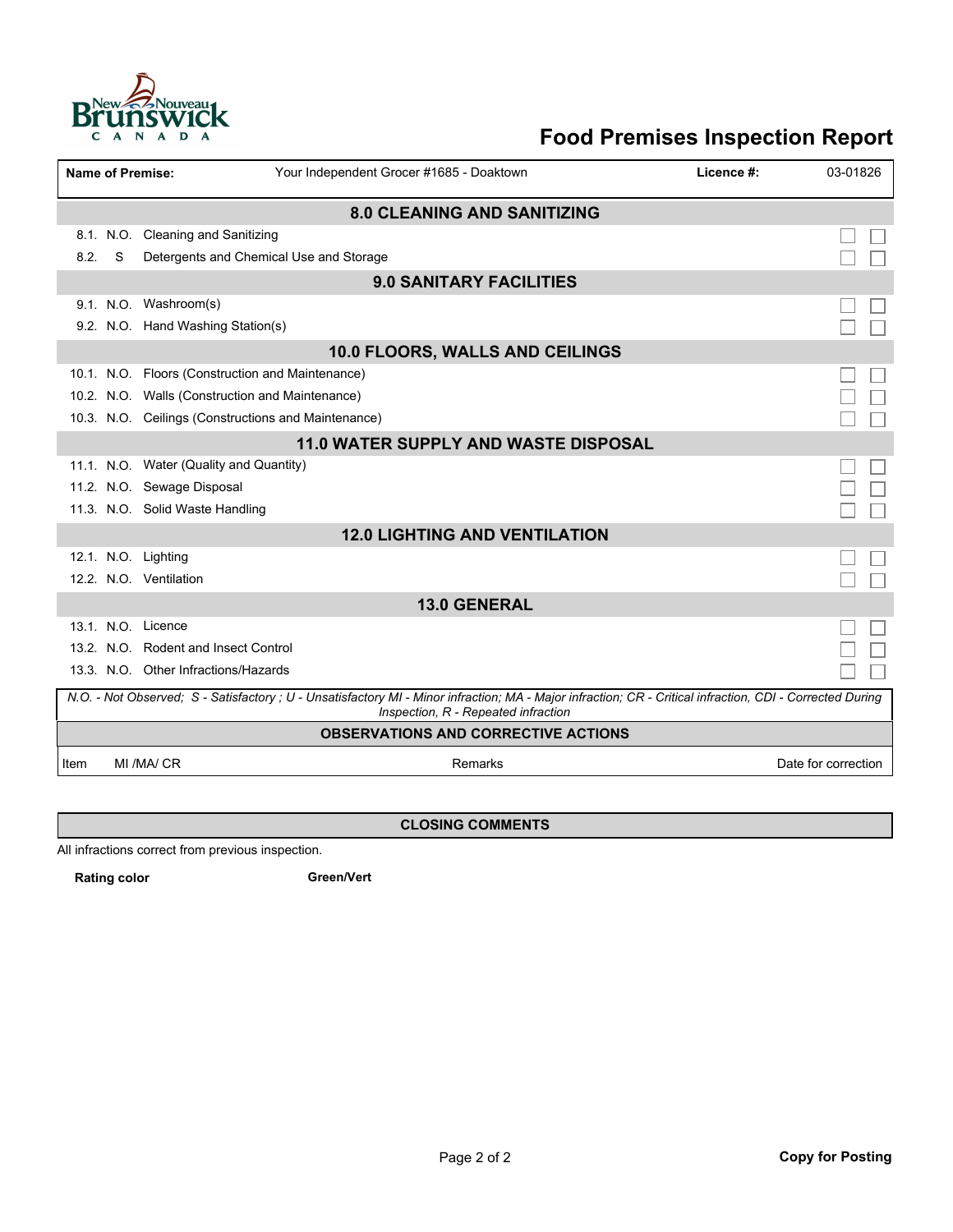# Food Premises Inspection Report

| Name of Premise: | Your Independent Grocer #1685 - Doaktown | Licence #: | 03-01826 |
|---|---|---|---|

## 8.0 CLEANING AND SANITIZING

| | | | | |
|---|---|---|---|---|
| 8.1. | N.O. | Cleaning and Sanitizing | | |
| 8.2. | S | Detergents and Chemical Use and Storage | | |

## 9.0 SANITARY FACILITIES

| | | | | |
|---|---|---|---|---|
| 9.1. | N.O. | Washroom(s) | | |
| 9.2. | N.O. | Hand Washing Station(s) | | |

## 10.0 FLOORS, WALLS AND CEILINGS

| | | | | |
|---|---|---|---|---|
| 10.1. | N.O. | Floors (Construction and Maintenance) | | |
| 10.2. | N.O. | Walls (Construction and Maintenance) | | |
| 10.3. | N.O. | Ceilings (Constructions and Maintenance) | | |

## 11.0 WATER SUPPLY AND WASTE DISPOSAL

| | | | | |
|---|---|---|---|---|
| 11.1. | N.O. | Water (Quality and Quantity) | | |
| 11.2. | N.O. | Sewage Disposal | | |
| 11.3. | N.O. | Solid Waste Handling | | |

## 12.0 LIGHTING AND VENTILATION

| | | | | |
|---|---|---|---|---|
| 12.1. | N.O. | Lighting | | |
| 12.2. | N.O. | Ventilation | | |

## 13.0 GENERAL

| | | | | |
|---|---|---|---|---|
| 13.1. | N.O. | Licence | | |
| 13.2. | N.O. | Rodent and Insect Control | | |
| 13.3. | N.O. | Other Infractions/Hazards | | |

*N.O. - Not Observed; S - Satisfactory ; U - Unsatisfactory MI - Minor infraction; MA - Major infraction; CR - Critical infraction, CDI - Corrected During Inspection, R - Repeated infraction*

## OBSERVATIONS AND CORRECTIVE ACTIONS

| Item | MI /MA/ CR | Remarks | Date for correction |
|---|---|---|---|

## CLOSING COMMENTS

All infractions correct from previous inspection.

**Rating color** **Green/Vert**

**Copy for Posting**